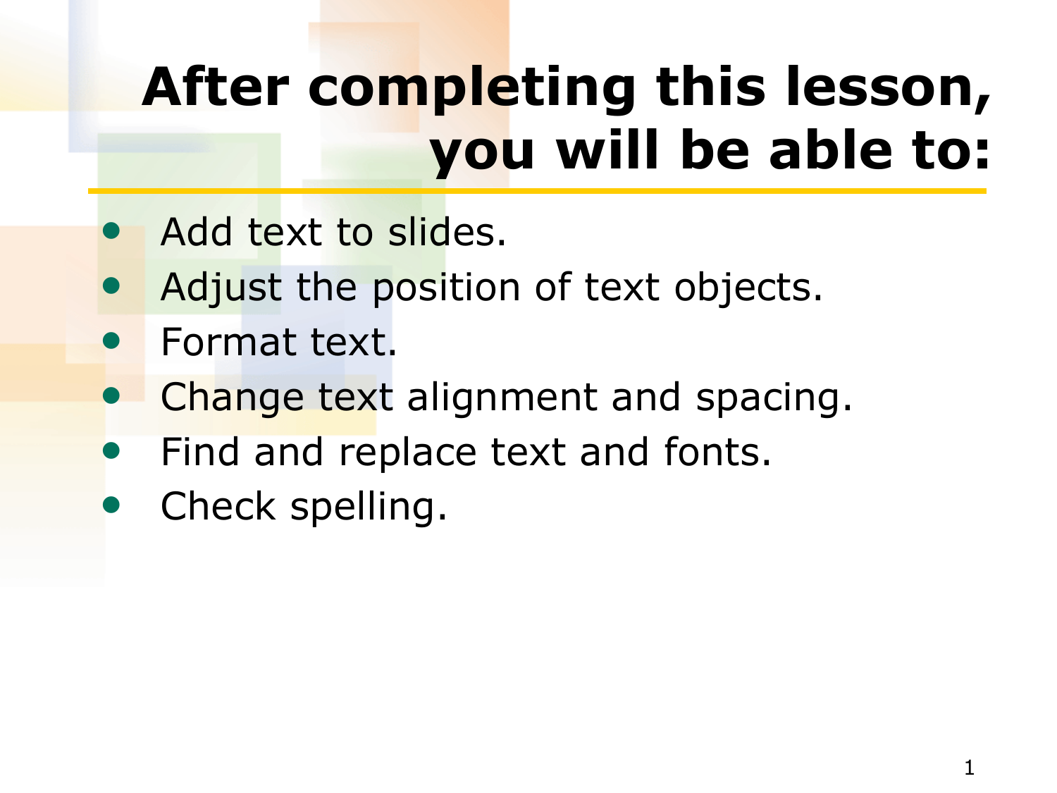# After completing this lesson, you will be able to:

- Add text to slides.
- Adjust the position of text objects.
- Format text.
- Change text alignment and spacing.
- Find and replace text and fonts.
- Check spelling.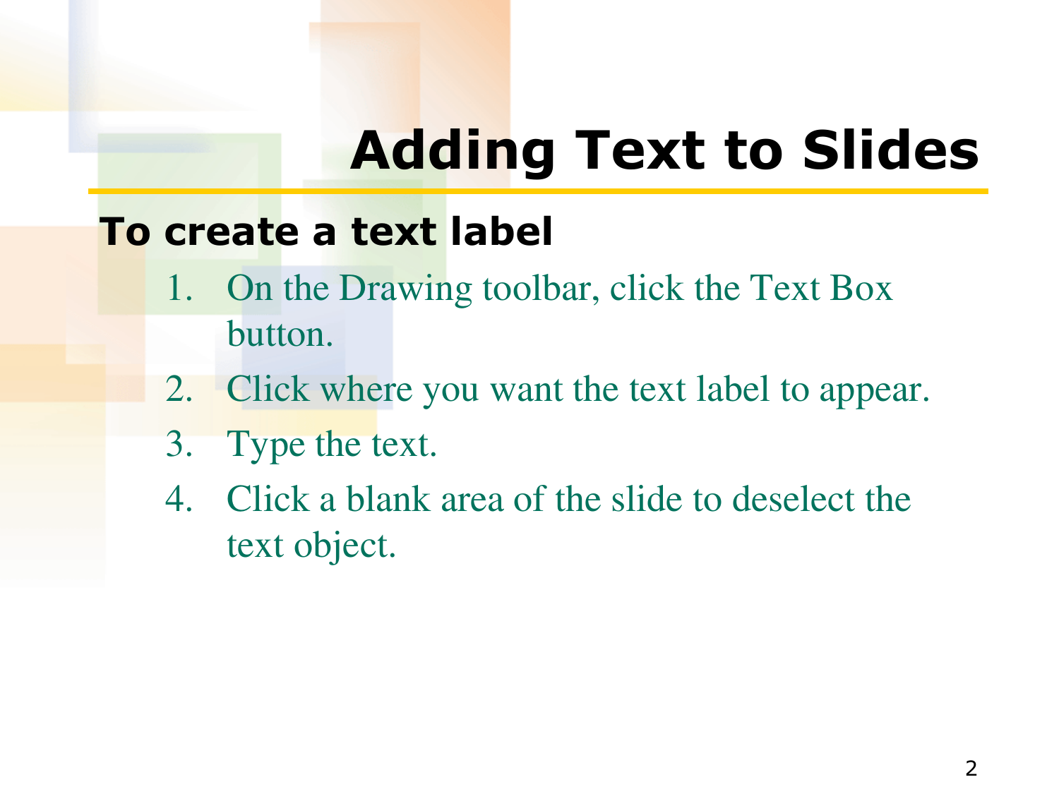# Adding Text to Slides

**To create a text label**

1. On the Drawing toolbar, click the Text Box button.
2. Click where you want the text label to appear.
3. Type the text.
4. Click a blank area of the slide to deselect the text object.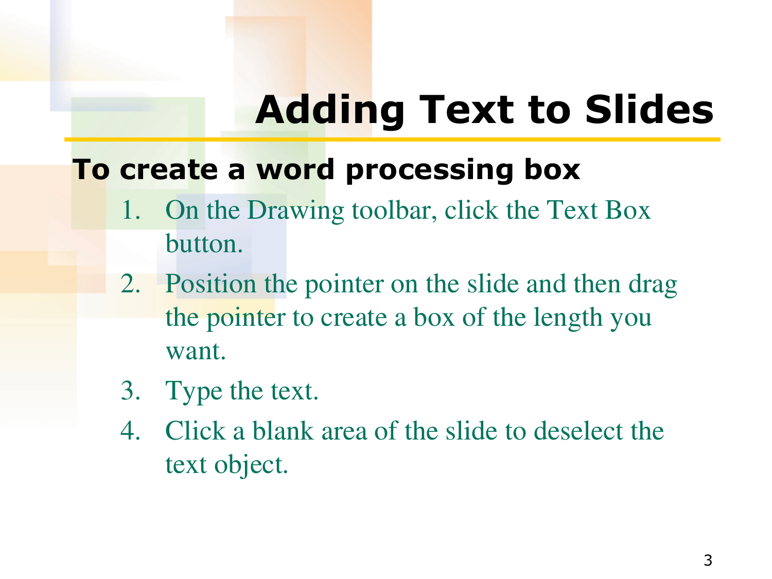# Adding Text to Slides

**To create a word processing box**

1. On the Drawing toolbar, click the Text Box button.
2. Position the pointer on the slide and then drag the pointer to create a box of the length you want.
3. Type the text.
4. Click a blank area of the slide to deselect the text object.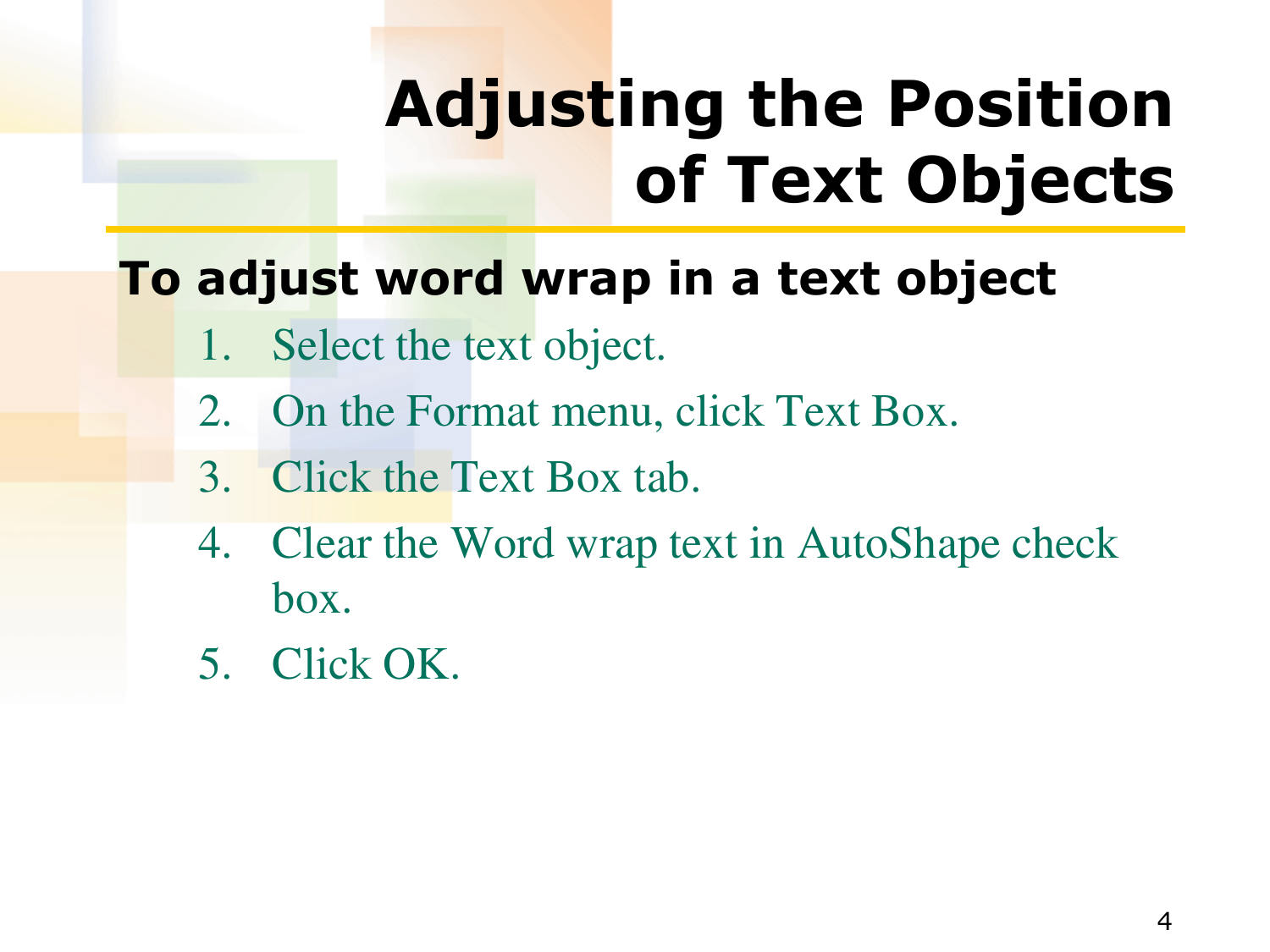# Adjusting the Position of Text Objects

**To adjust word wrap in a text object**

1. Select the text object.
2. On the Format menu, click Text Box.
3. Click the Text Box tab.
4. Clear the Word wrap text in AutoShape check box.
5. Click OK.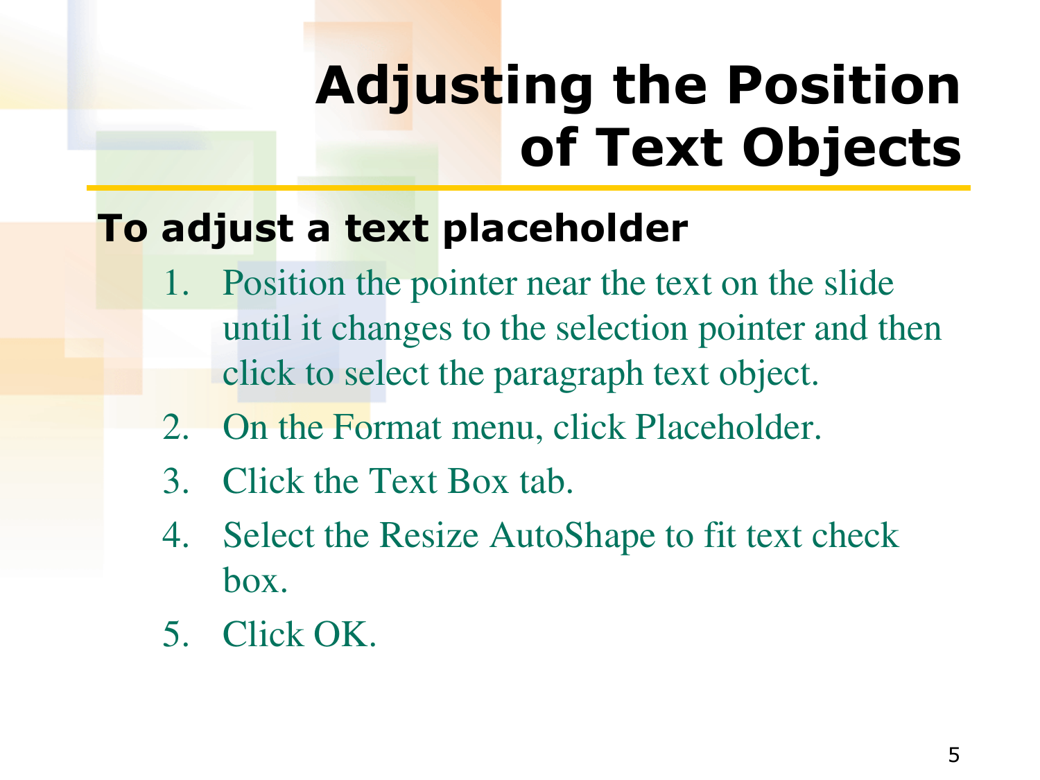# Adjusting the Position of Text Objects

**To adjust a text placeholder**

1. Position the pointer near the text on the slide until it changes to the selection pointer and then click to select the paragraph text object.
2. On the Format menu, click Placeholder.
3. Click the Text Box tab.
4. Select the Resize AutoShape to fit text check box.
5. Click OK.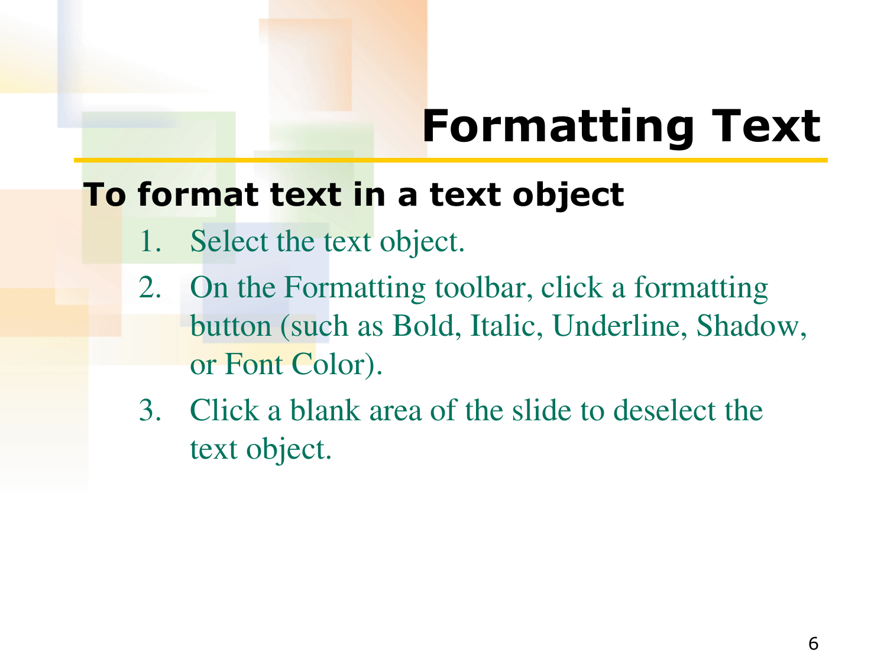# Formatting Text

**To format text in a text object**

1. Select the text object.
2. On the Formatting toolbar, click a formatting button (such as Bold, Italic, Underline, Shadow, or Font Color).
3. Click a blank area of the slide to deselect the text object.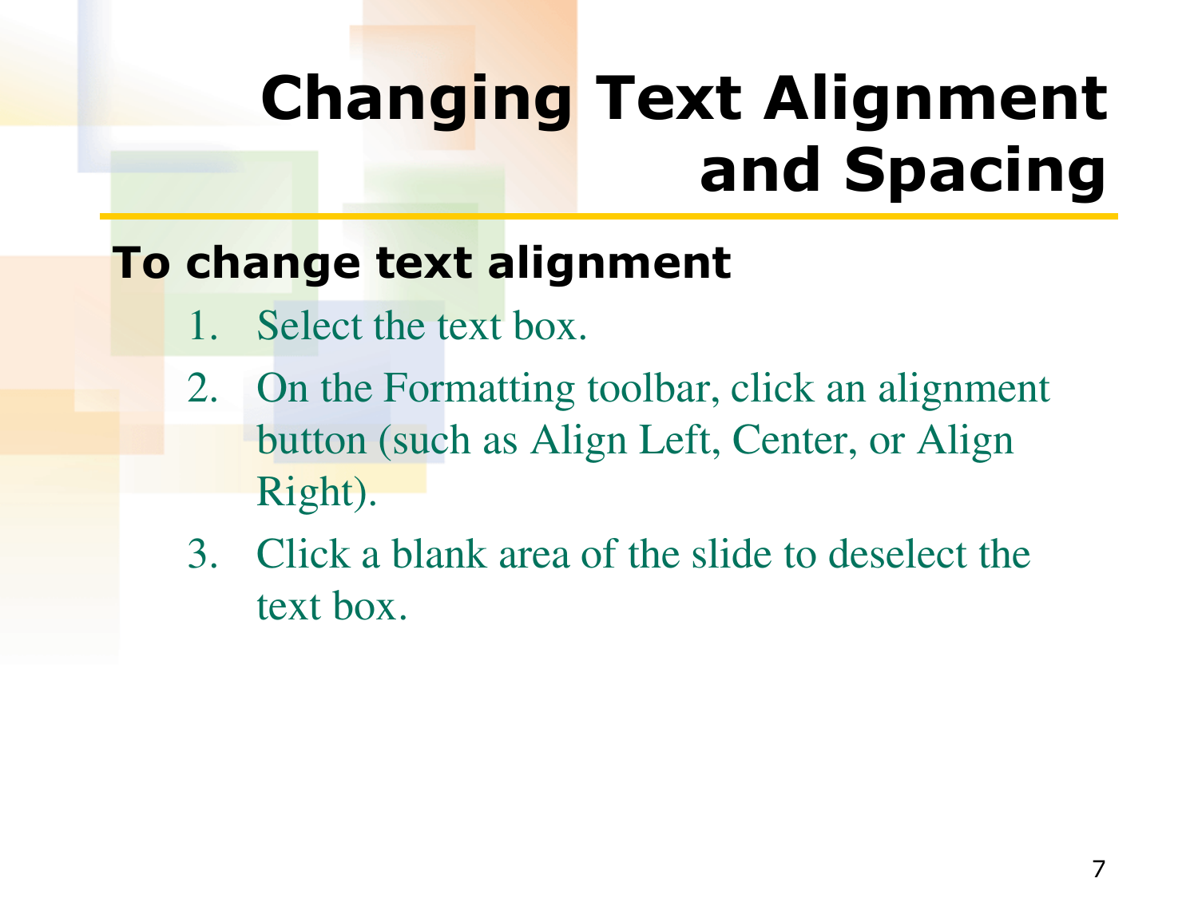# Changing Text Alignment and Spacing

**To change text alignment**

1. Select the text box.
2. On the Formatting toolbar, click an alignment button (such as Align Left, Center, or Align Right).
3. Click a blank area of the slide to deselect the text box.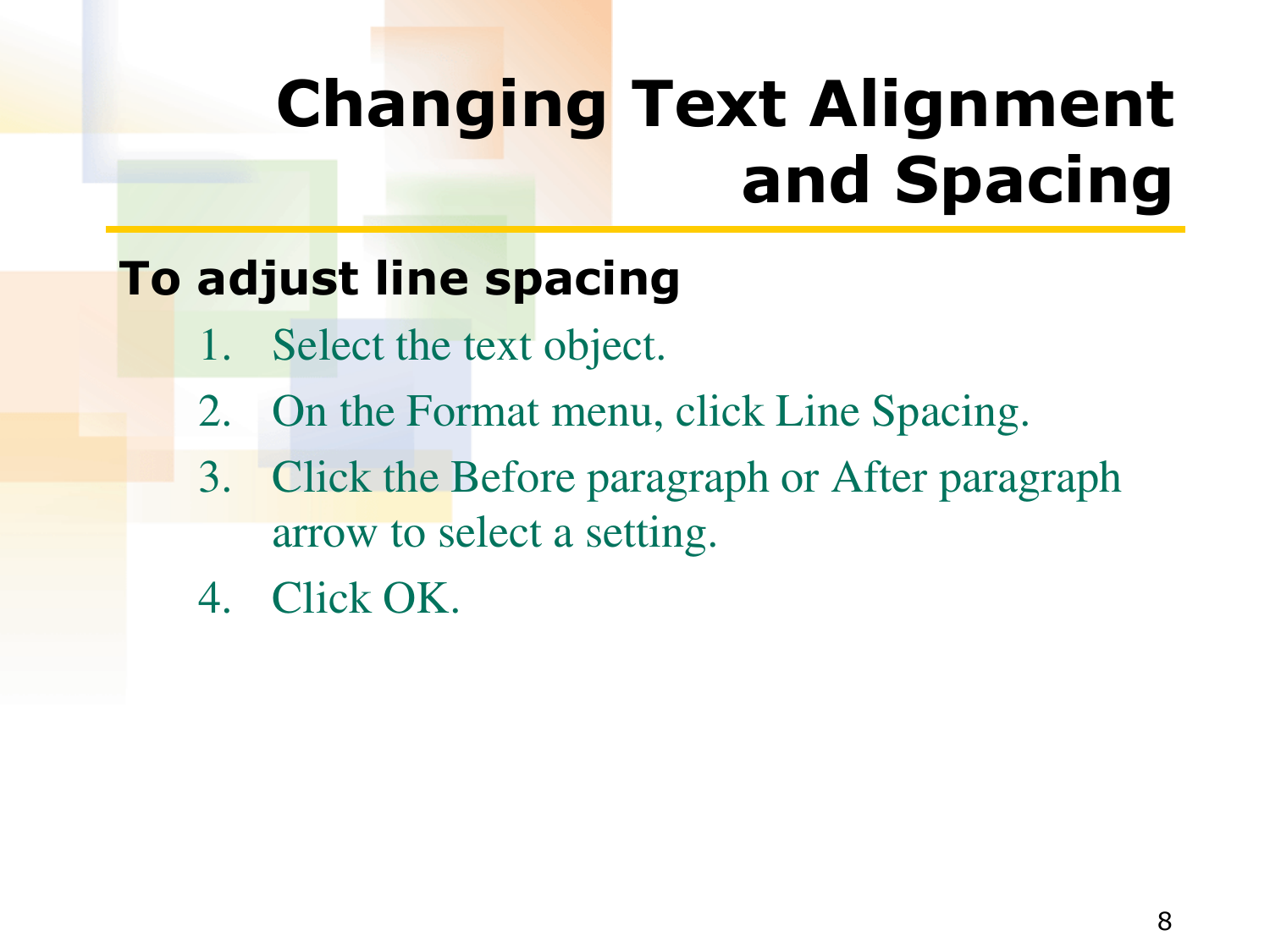# Changing Text Alignment and Spacing

**To adjust line spacing**

1. Select the text object.
2. On the Format menu, click Line Spacing.
3. Click the Before paragraph or After paragraph arrow to select a setting.
4. Click OK.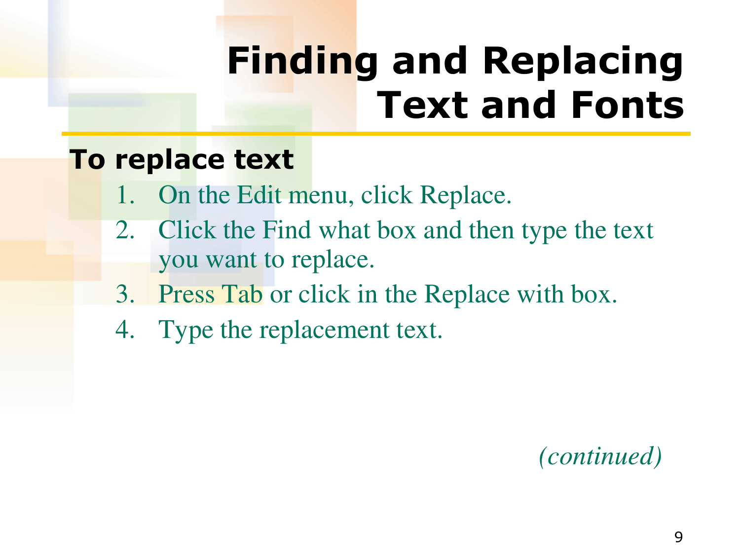# Finding and Replacing Text and Fonts

## To replace text

1. On the Edit menu, click Replace.
2. Click the Find what box and then type the text you want to replace.
3. Press Tab or click in the Replace with box.
4. Type the replacement text.

*(continued)*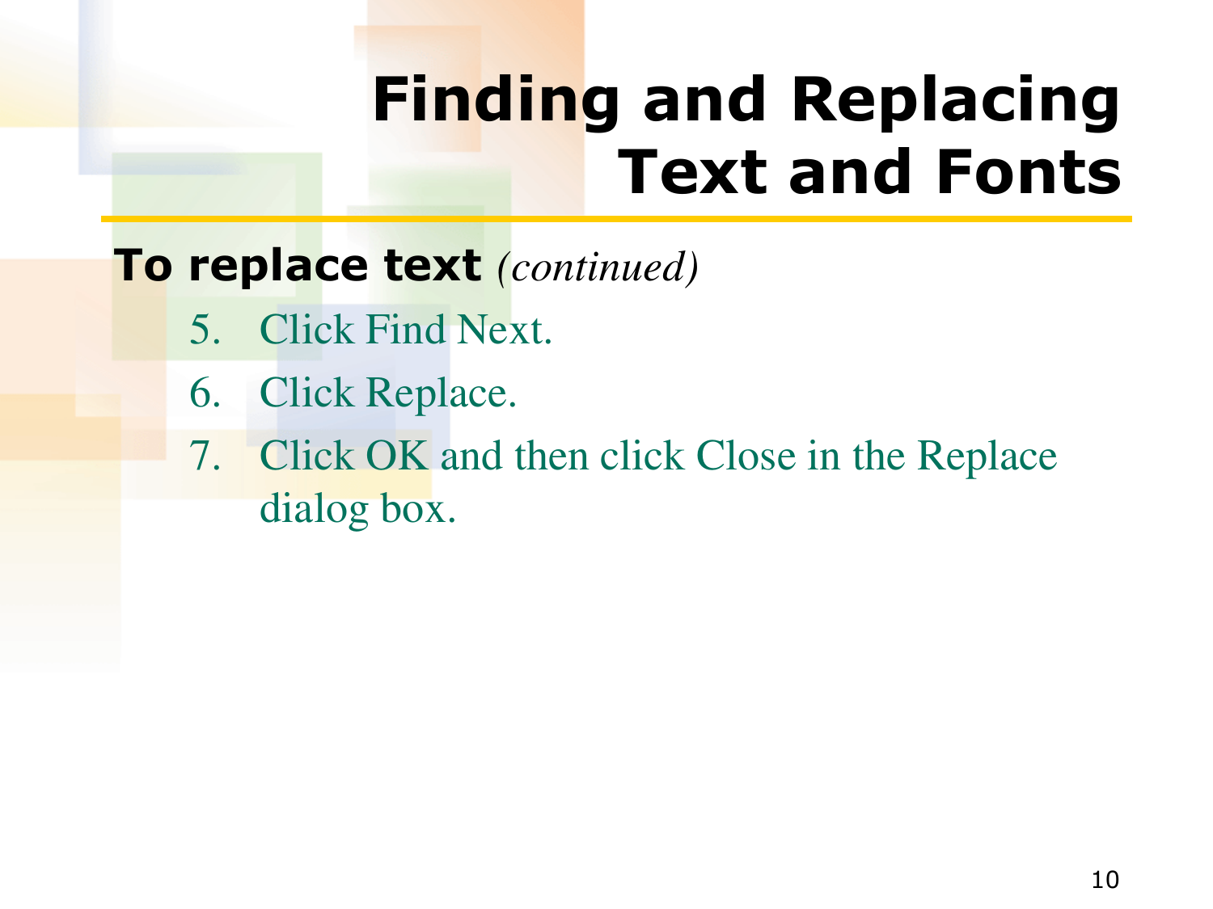# Finding and Replacing Text and Fonts

**To replace text** *(continued)*

5. Click Find Next.
6. Click Replace.
7. Click OK and then click Close in the Replace dialog box.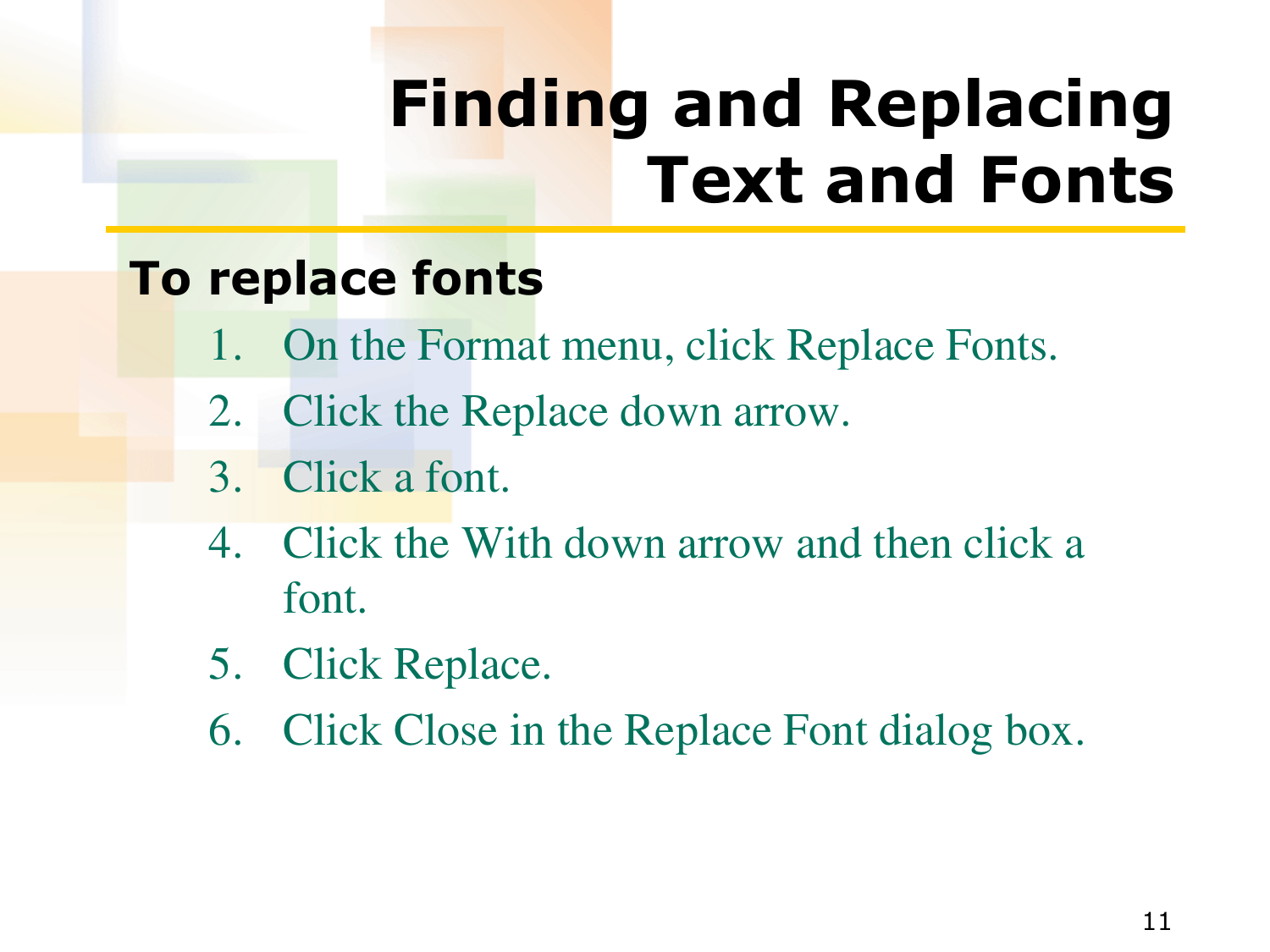# Finding and Replacing Text and Fonts

**To replace fonts**

1. On the Format menu, click Replace Fonts.
2. Click the Replace down arrow.
3. Click a font.
4. Click the With down arrow and then click a font.
5. Click Replace.
6. Click Close in the Replace Font dialog box.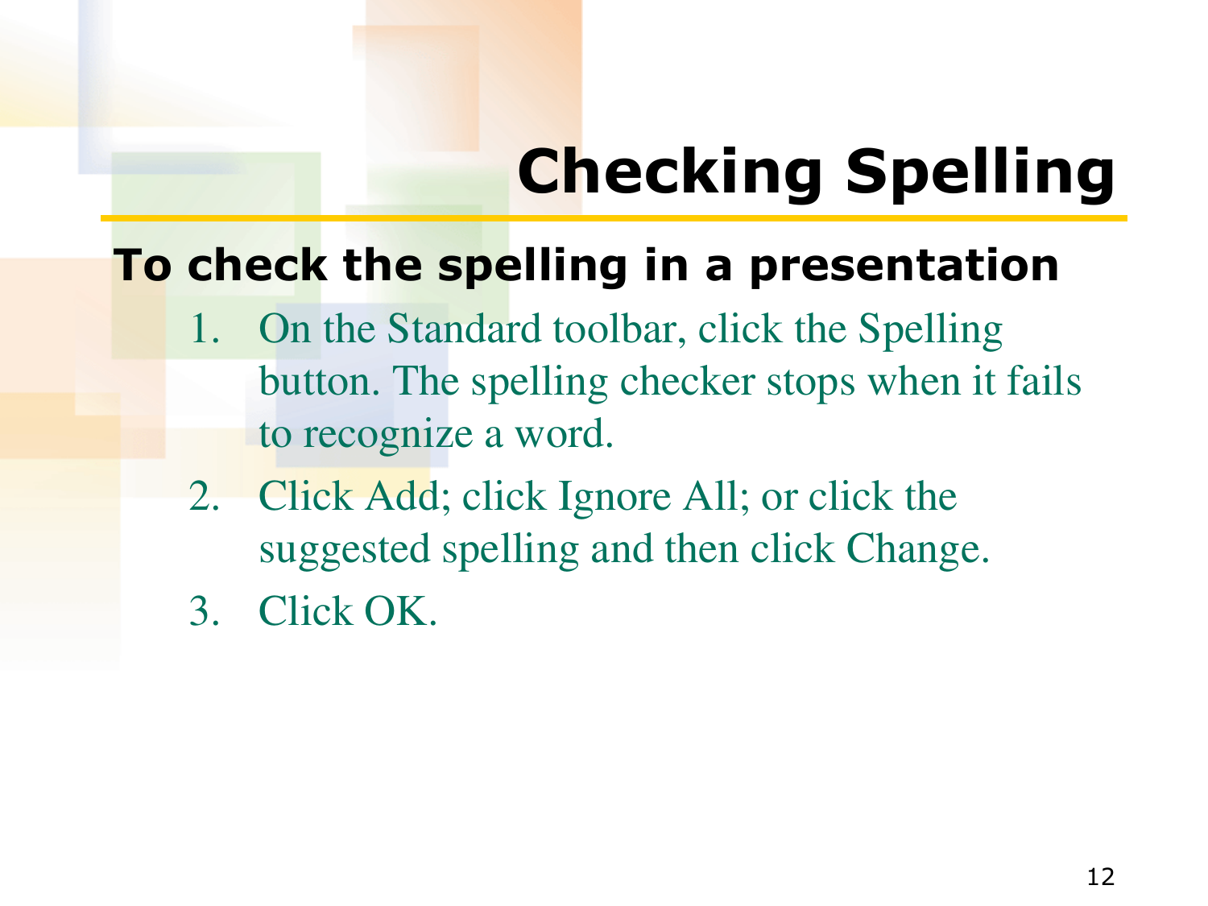# Checking Spelling

**To check the spelling in a presentation**

1. On the Standard toolbar, click the Spelling button. The spelling checker stops when it fails to recognize a word.
2. Click Add; click Ignore All; or click the suggested spelling and then click Change.
3. Click OK.